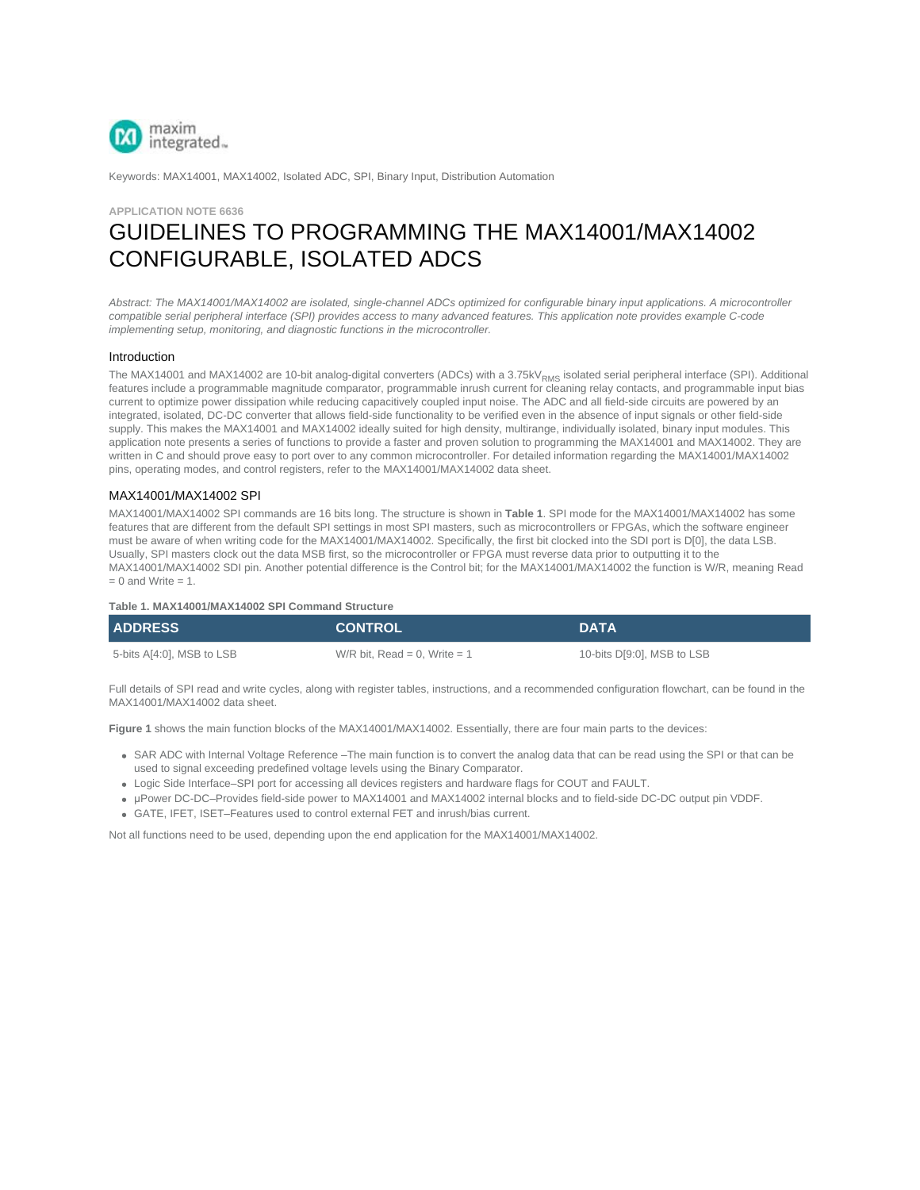Keywords: MAX14001, MAX14002, Isolated ADC, SPI, Binary Input, Distribution Automation

APPLICATION NOTE 6636

# GUIDELINES TO PROGRAMMING THE MAX14001/MAX14002 CONFIGURABLE, ISOLATED ADCS

*Abstract: The MAX14001/MAX14002 are isolated, single-channel ADCs optimized for configurable binary input applications. A microcontroller compatible serial peripheral interface (SPI) provides access to many advanced features. This application note provides example C-code implementing setup, monitoring, and diagnostic functions in the microcontroller.*

## Introduction

The MAX14001 and MAX14002 are 10-bit analog-digital converters (ADCs) with a 3.75kV$_{RMS}$ isolated serial peripheral interface (SPI). Additional features include a programmable magnitude comparator, programmable inrush current for cleaning relay contacts, and programmable input bias current to optimize power dissipation while reducing capacitively coupled input noise. The ADC and all field-side circuits are powered by an integrated, isolated, DC-DC converter that allows field-side functionality to be verified even in the absence of input signals or other field-side supply. This makes the MAX14001 and MAX14002 ideally suited for high density, multirange, individually isolated, binary input modules. This application note presents a series of functions to provide a faster and proven solution to programming the MAX14001 and MAX14002. They are written in C and should prove easy to port over to any common microcontroller. For detailed information regarding the MAX14001/MAX14002 pins, operating modes, and control registers, refer to the MAX14001/MAX14002 data sheet.

## MAX14001/MAX14002 SPI

MAX14001/MAX14002 SPI commands are 16 bits long. The structure is shown in **Table 1**. SPI mode for the MAX14001/MAX14002 has some features that are different from the default SPI settings in most SPI masters, such as microcontrollers or FPGAs, which the software engineer must be aware of when writing code for the MAX14001/MAX14002. Specifically, the first bit clocked into the SDI port is D[0], the data LSB. Usually, SPI masters clock out the data MSB first, so the microcontroller or FPGA must reverse data prior to outputting it to the MAX14001/MAX14002 SDI pin. Another potential difference is the Control bit; for the MAX14001/MAX14002 the function is W/R, meaning Read = 0 and Write = 1.

**Table 1. MAX14001/MAX14002 SPI Command Structure**

| ADDRESS | CONTROL | DATA |
|---|---|---|
| 5-bits A[4:0], MSB to LSB | W/R bit, Read = 0, Write = 1 | 10-bits D[9:0], MSB to LSB |

Full details of SPI read and write cycles, along with register tables, instructions, and a recommended configuration flowchart, can be found in the MAX14001/MAX14002 data sheet.

**Figure 1** shows the main function blocks of the MAX14001/MAX14002. Essentially, there are four main parts to the devices:

- SAR ADC with Internal Voltage Reference –The main function is to convert the analog data that can be read using the SPI or that can be used to signal exceeding predefined voltage levels using the Binary Comparator.
- Logic Side Interface–SPI port for accessing all devices registers and hardware flags for COUT and FAULT.
- μPower DC-DC–Provides field-side power to MAX14001 and MAX14002 internal blocks and to field-side DC-DC output pin VDDF.
- GATE, IFET, ISET–Features used to control external FET and inrush/bias current.

Not all functions need to be used, depending upon the end application for the MAX14001/MAX14002.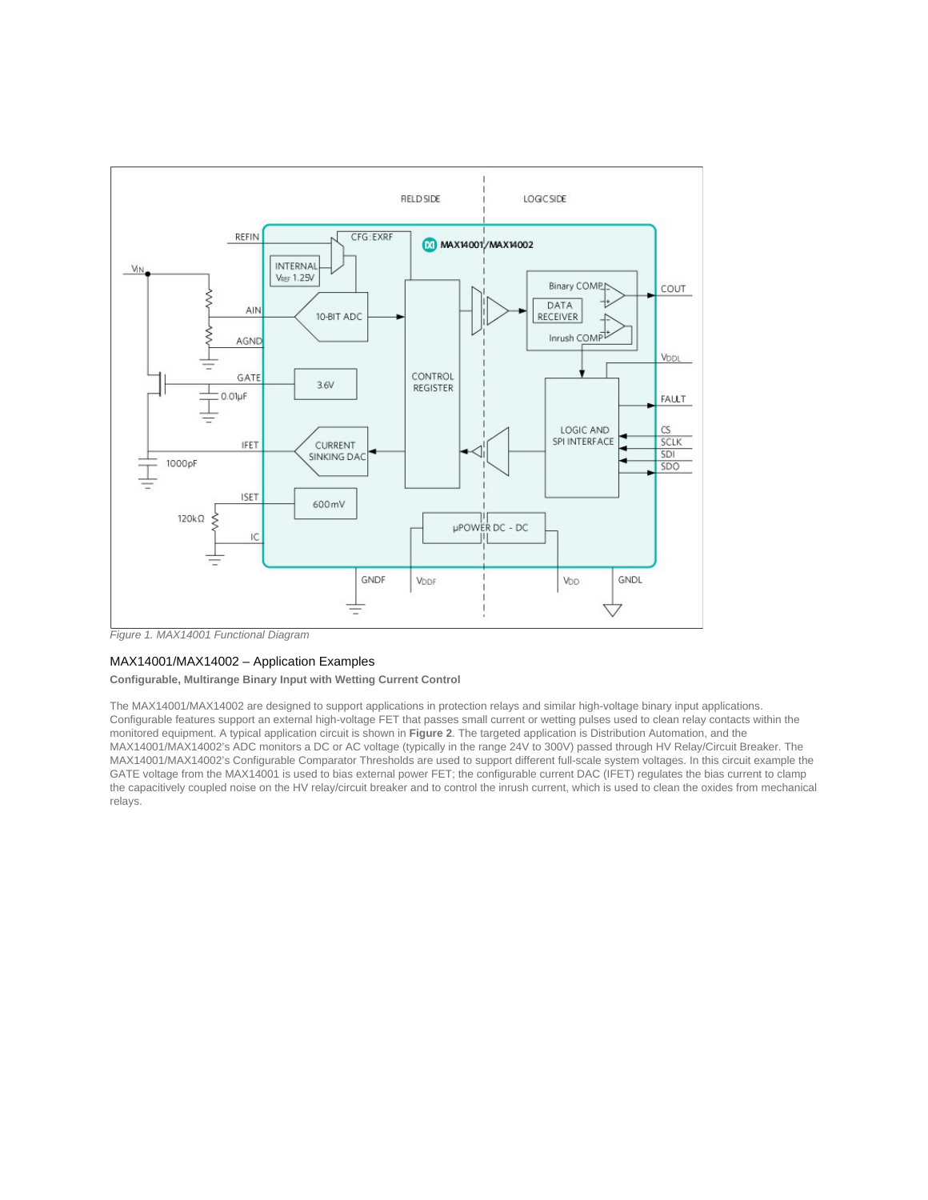Figure 1. MAX14001 Functional Diagram

## MAX14001/MAX14002 – Application Examples

**Configurable, Multirange Binary Input with Wetting Current Control**

The MAX14001/MAX14002 are designed to support applications in protection relays and similar high-voltage binary input applications. Configurable features support an external high-voltage FET that passes small current or wetting pulses used to clean relay contacts within the monitored equipment. A typical application circuit is shown in **Figure 2**. The targeted application is Distribution Automation, and the MAX14001/MAX14002's ADC monitors a DC or AC voltage (typically in the range 24V to 300V) passed through HV Relay/Circuit Breaker. The MAX14001/MAX14002's Configurable Comparator Thresholds are used to support different full-scale system voltages. In this circuit example the GATE voltage from the MAX14001 is used to bias external power FET; the configurable current DAC (IFET) regulates the bias current to clamp the capacitively coupled noise on the HV relay/circuit breaker and to control the inrush current, which is used to clean the oxides from mechanical relays.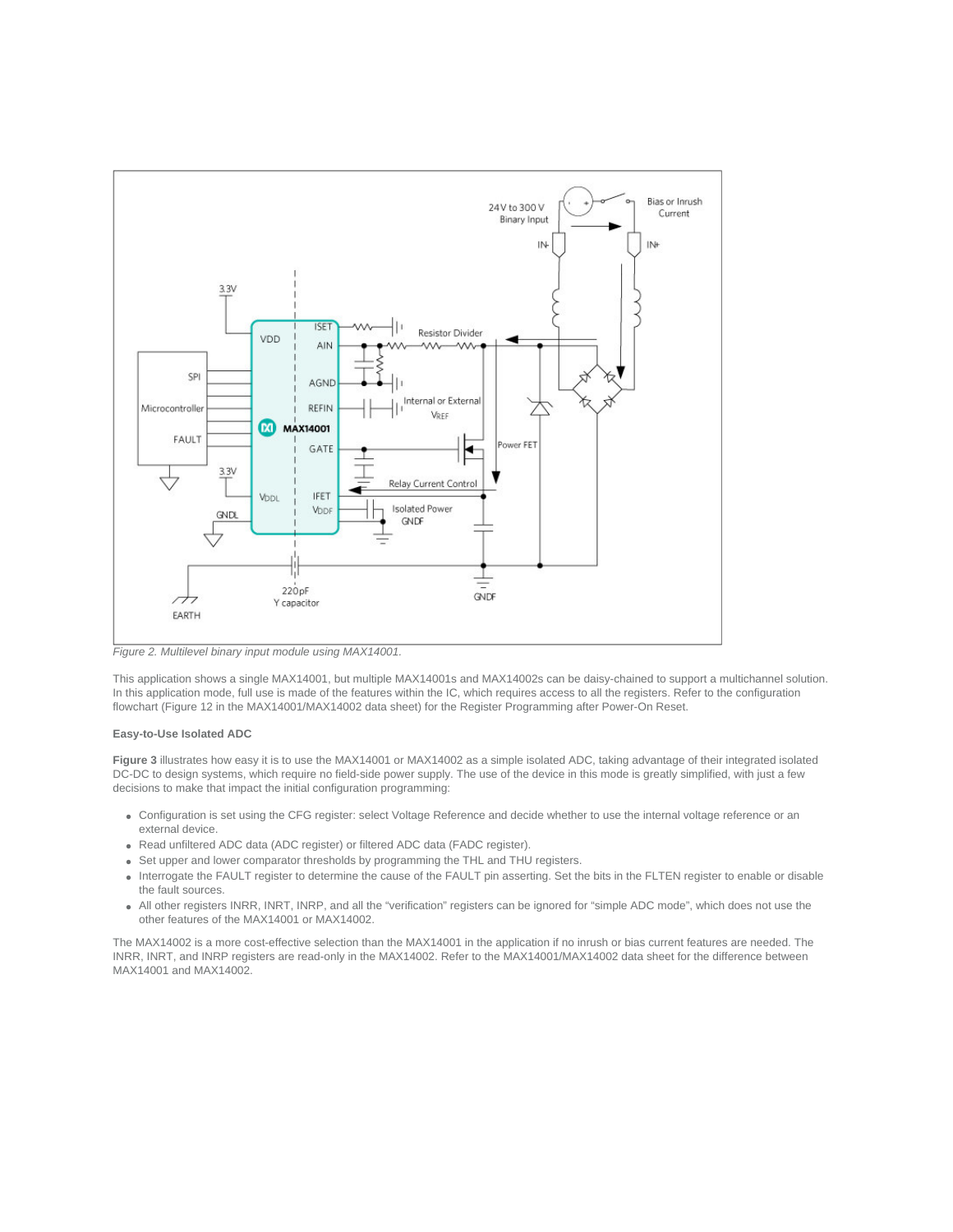*Figure 2. Multilevel binary input module using MAX14001.*

This application shows a single MAX14001, but multiple MAX14001s and MAX14002s can be daisy-chained to support a multichannel solution. In this application mode, full use is made of the features within the IC, which requires access to all the registers. Refer to the configuration flowchart (Figure 12 in the MAX14001/MAX14002 data sheet) for the Register Programming after Power-On Reset.

**Easy-to-Use Isolated ADC**

**Figure 3** illustrates how easy it is to use the MAX14001 or MAX14002 as a simple isolated ADC, taking advantage of their integrated isolated DC-DC to design systems, which require no field-side power supply. The use of the device in this mode is greatly simplified, with just a few decisions to make that impact the initial configuration programming:

- Configuration is set using the CFG register: select Voltage Reference and decide whether to use the internal voltage reference or an external device.
- Read unfiltered ADC data (ADC register) or filtered ADC data (FADC register).
- Set upper and lower comparator thresholds by programming the THL and THU registers.
- Interrogate the FAULT register to determine the cause of the FAULT pin asserting. Set the bits in the FLTEN register to enable or disable the fault sources.
- All other registers INRR, INRT, INRP, and all the "verification" registers can be ignored for "simple ADC mode", which does not use the other features of the MAX14001 or MAX14002.

The MAX14002 is a more cost-effective selection than the MAX14001 in the application if no inrush or bias current features are needed. The INRR, INRT, and INRP registers are read-only in the MAX14002. Refer to the MAX14001/MAX14002 data sheet for the difference between MAX14001 and MAX14002.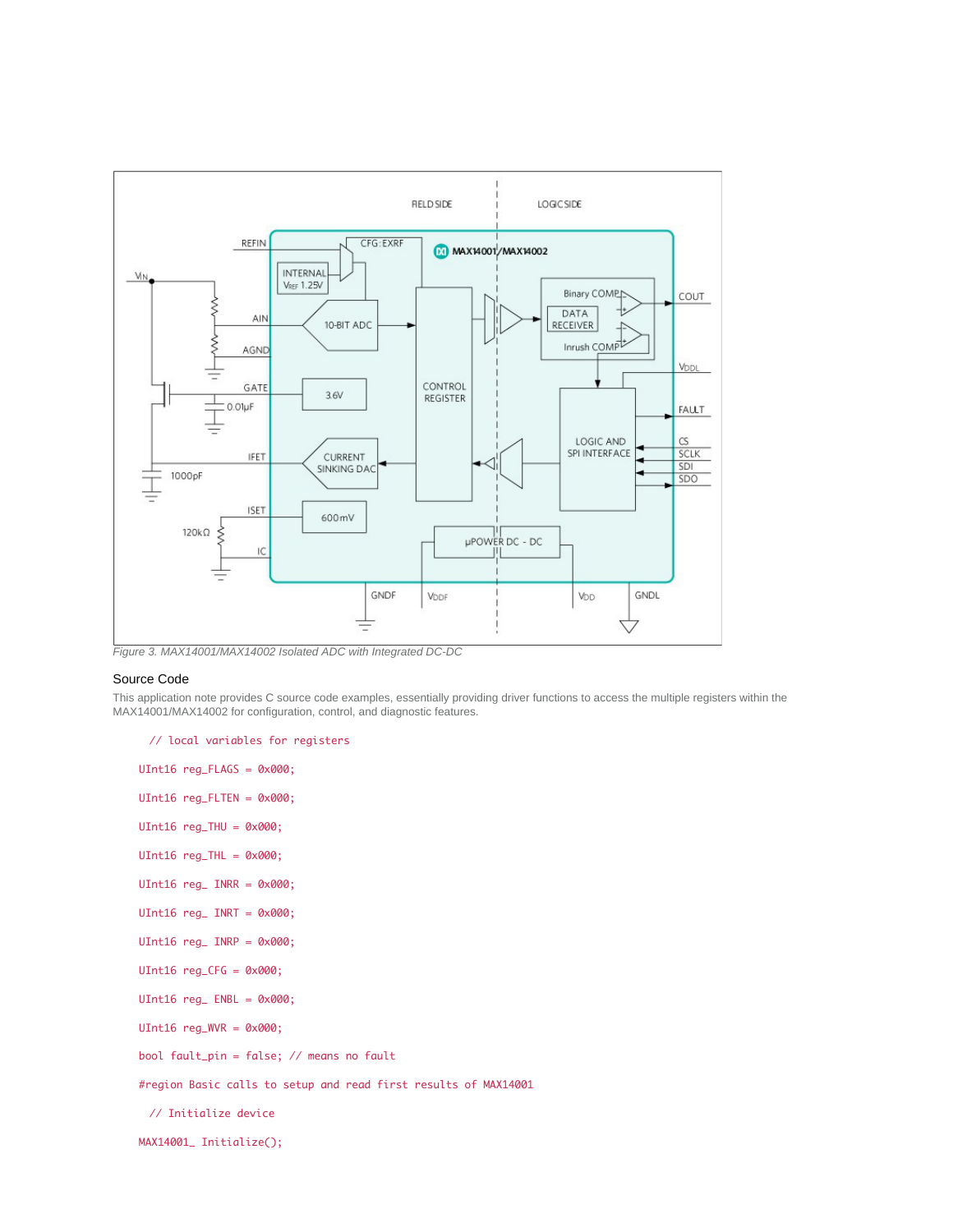*Figure 3. MAX14001/MAX14002 Isolated ADC with Integrated DC-DC*

## Source Code

This application note provides C source code examples, essentially providing driver functions to access the multiple registers within the MAX14001/MAX14002 for configuration, control, and diagnostic features.

```
  // local variables for registers

UInt16 reg_FLAGS = 0x000;

UInt16 reg_FLTEN = 0x000;

UInt16 reg_THU = 0x000;

UInt16 reg_THL = 0x000;

UInt16 reg_ INRR = 0x000;

UInt16 reg_ INRT = 0x000;

UInt16 reg_ INRP = 0x000;

UInt16 reg_CFG = 0x000;

UInt16 reg_ ENBL = 0x000;

UInt16 reg_WVR = 0x000;

bool fault_pin = false; // means no fault

#region Basic calls to setup and read first results of MAX14001

  // Initialize device

MAX14001_ Initialize();
```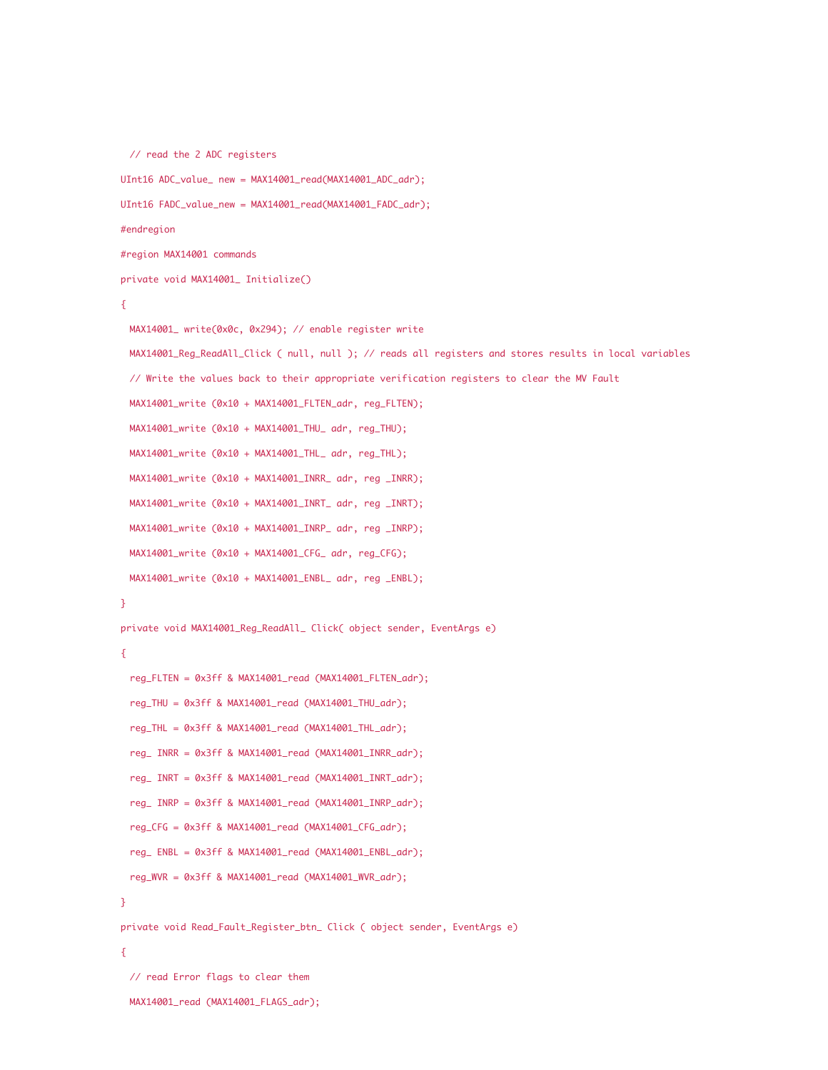```
  // read the 2 ADC registers

UInt16 ADC_value_ new = MAX14001_read(MAX14001_ADC_adr);

UInt16 FADC_value_new = MAX14001_read(MAX14001_FADC_adr);

#endregion

#region MAX14001 commands

private void MAX14001_ Initialize()

{

  MAX14001_ write(0x0c, 0x294); // enable register write

  MAX14001_Reg_ReadAll_Click ( null, null ); // reads all registers and stores results in local variables

  // Write the values back to their appropriate verification registers to clear the MV Fault

  MAX14001_write (0x10 + MAX14001_FLTEN_adr, reg_FLTEN);

  MAX14001_write (0x10 + MAX14001_THU_ adr, reg_THU);

  MAX14001_write (0x10 + MAX14001_THL_ adr, reg_THL);

  MAX14001_write (0x10 + MAX14001_INRR_ adr, reg _INRR);

  MAX14001_write (0x10 + MAX14001_INRT_ adr, reg _INRT);

  MAX14001_write (0x10 + MAX14001_INRP_ adr, reg _INRP);

  MAX14001_write (0x10 + MAX14001_CFG_ adr, reg_CFG);

  MAX14001_write (0x10 + MAX14001_ENBL_ adr, reg _ENBL);

}

private void MAX14001_Reg_ReadAll_ Click( object sender, EventArgs e)

{

  reg_FLTEN = 0x3ff & MAX14001_read (MAX14001_FLTEN_adr);

  reg_THU = 0x3ff & MAX14001_read (MAX14001_THU_adr);

  reg_THL = 0x3ff & MAX14001_read (MAX14001_THL_adr);

  reg_ INRR = 0x3ff & MAX14001_read (MAX14001_INRR_adr);

  reg_ INRT = 0x3ff & MAX14001_read (MAX14001_INRT_adr);

  reg_ INRP = 0x3ff & MAX14001_read (MAX14001_INRP_adr);

  reg_CFG = 0x3ff & MAX14001_read (MAX14001_CFG_adr);

  reg_ ENBL = 0x3ff & MAX14001_read (MAX14001_ENBL_adr);

  reg_WVR = 0x3ff & MAX14001_read (MAX14001_WVR_adr);

}

private void Read_Fault_Register_btn_ Click ( object sender, EventArgs e)

{

  // read Error flags to clear them

  MAX14001_read (MAX14001_FLAGS_adr);
```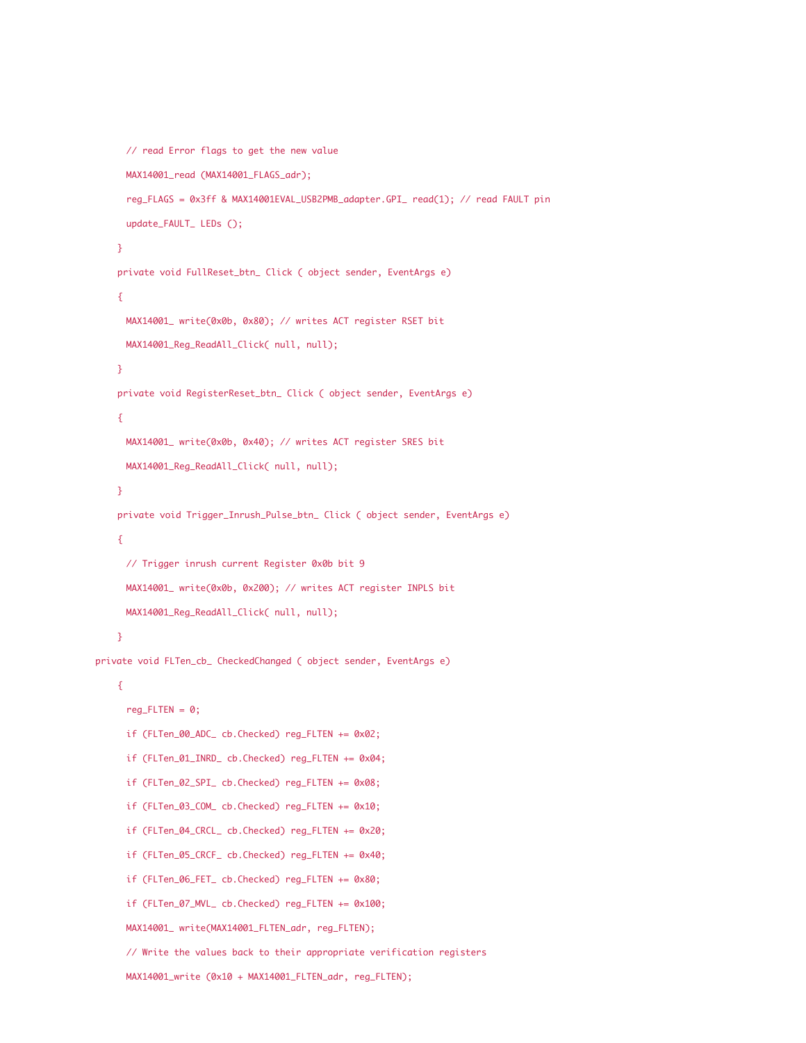```
      // read Error flags to get the new value
      MAX14001_read (MAX14001_FLAGS_adr);
      reg_FLAGS = 0x3ff & MAX14001EVAL_USB2PMB_adapter.GPI_ read(1); // read FAULT pin
      update_FAULT_ LEDs ();
    }
    private void FullReset_btn_ Click ( object sender, EventArgs e)
    {
      MAX14001_ write(0x0b, 0x80); // writes ACT register RSET bit
      MAX14001_Reg_ReadAll_Click( null, null);
    }
    private void RegisterReset_btn_ Click ( object sender, EventArgs e)
    {
      MAX14001_ write(0x0b, 0x40); // writes ACT register SRES bit
      MAX14001_Reg_ReadAll_Click( null, null);
    }
    private void Trigger_Inrush_Pulse_btn_ Click ( object sender, EventArgs e)
    {
      // Trigger inrush current Register 0x0b bit 9
      MAX14001_ write(0x0b, 0x200); // writes ACT register INPLS bit
      MAX14001_Reg_ReadAll_Click( null, null);
    }
private void FLTen_cb_ CheckedChanged ( object sender, EventArgs e)
    {
      reg_FLTEN = 0;
      if (FLTen_00_ADC_ cb.Checked) reg_FLTEN += 0x02;
      if (FLTen_01_INRD_ cb.Checked) reg_FLTEN += 0x04;
      if (FLTen_02_SPI_ cb.Checked) reg_FLTEN += 0x08;
      if (FLTen_03_COM_ cb.Checked) reg_FLTEN += 0x10;
      if (FLTen_04_CRCL_ cb.Checked) reg_FLTEN += 0x20;
      if (FLTen_05_CRCF_ cb.Checked) reg_FLTEN += 0x40;
      if (FLTen_06_FET_ cb.Checked) reg_FLTEN += 0x80;
      if (FLTen_07_MVL_ cb.Checked) reg_FLTEN += 0x100;
      MAX14001_ write(MAX14001_FLTEN_adr, reg_FLTEN);
      // Write the values back to their appropriate verification registers
      MAX14001_write (0x10 + MAX14001_FLTEN_adr, reg_FLTEN);
```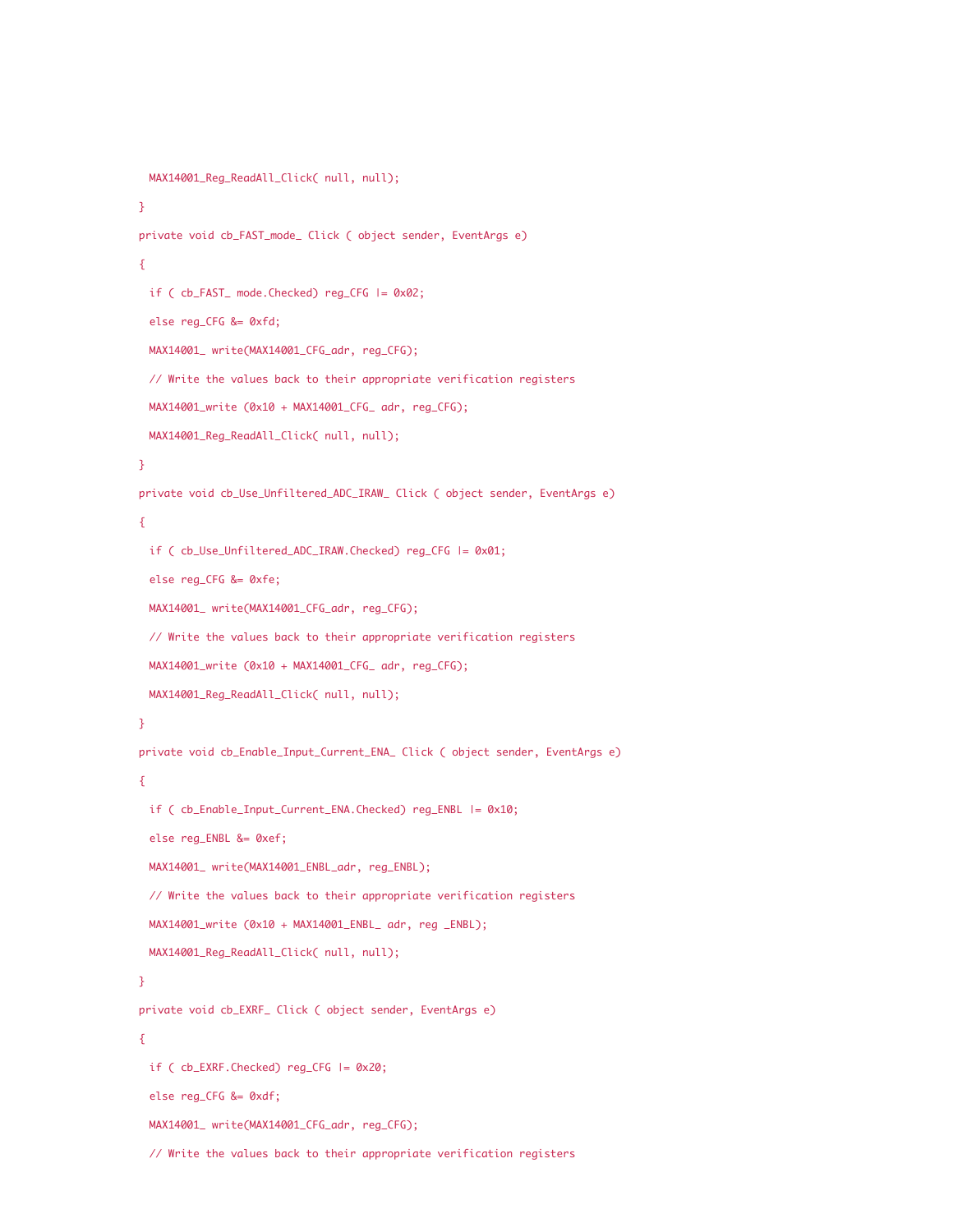```
    MAX14001_Reg_ReadAll_Click( null, null);
}
private void cb_FAST_mode_ Click ( object sender, EventArgs e)
{
    if ( cb_FAST_ mode.Checked) reg_CFG |= 0x02;
    else reg_CFG &= 0xfd;
    MAX14001_ write(MAX14001_CFG_adr, reg_CFG);
    // Write the values back to their appropriate verification registers
    MAX14001_write (0x10 + MAX14001_CFG_ adr, reg_CFG);
    MAX14001_Reg_ReadAll_Click( null, null);
}
private void cb_Use_Unfiltered_ADC_IRAW_ Click ( object sender, EventArgs e)
{
    if ( cb_Use_Unfiltered_ADC_IRAW.Checked) reg_CFG |= 0x01;
    else reg_CFG &= 0xfe;
    MAX14001_ write(MAX14001_CFG_adr, reg_CFG);
    // Write the values back to their appropriate verification registers
    MAX14001_write (0x10 + MAX14001_CFG_ adr, reg_CFG);
    MAX14001_Reg_ReadAll_Click( null, null);
}
private void cb_Enable_Input_Current_ENA_ Click ( object sender, EventArgs e)
{
    if ( cb_Enable_Input_Current_ENA.Checked) reg_ENBL |= 0x10;
    else reg_ENBL &= 0xef;
    MAX14001_ write(MAX14001_ENBL_adr, reg_ENBL);
    // Write the values back to their appropriate verification registers
    MAX14001_write (0x10 + MAX14001_ENBL_ adr, reg _ENBL);
    MAX14001_Reg_ReadAll_Click( null, null);
}
private void cb_EXRF_ Click ( object sender, EventArgs e)
{
    if ( cb_EXRF.Checked) reg_CFG |= 0x20;
    else reg_CFG &= 0xdf;
    MAX14001_ write(MAX14001_CFG_adr, reg_CFG);
    // Write the values back to their appropriate verification registers
```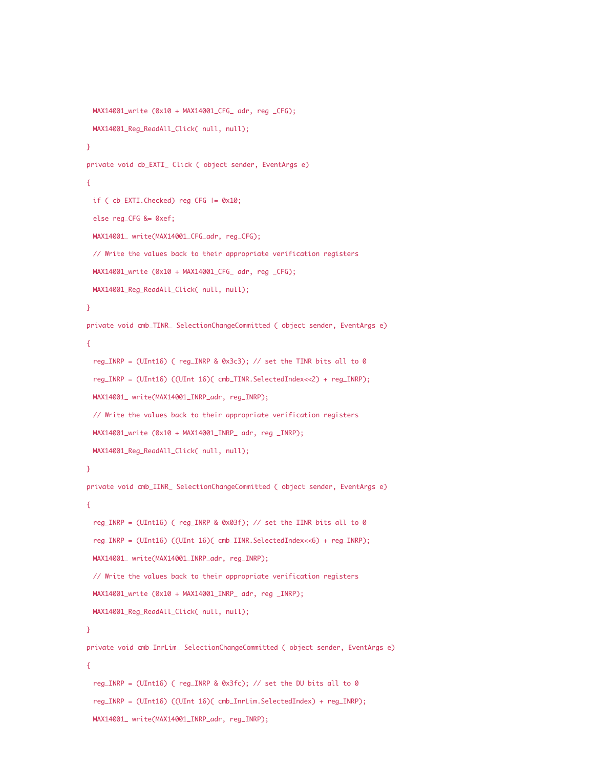```
    MAX14001_write (0x10 + MAX14001_CFG_ adr, reg _CFG);
    MAX14001_Reg_ReadAll_Click( null, null);
  }
  private void cb_EXTI_ Click ( object sender, EventArgs e)
  {
    if ( cb_EXTI.Checked) reg_CFG |= 0x10;
    else reg_CFG &= 0xef;
    MAX14001_ write(MAX14001_CFG_adr, reg_CFG);
    // Write the values back to their appropriate verification registers
    MAX14001_write (0x10 + MAX14001_CFG_ adr, reg _CFG);
    MAX14001_Reg_ReadAll_Click( null, null);
  }
  private void cmb_TINR_ SelectionChangeCommitted ( object sender, EventArgs e)
  {
    reg_INRP = (UInt16) ( reg_INRP & 0x3c3); // set the TINR bits all to 0
    reg_INRP = (UInt16) ((UInt 16)( cmb_TINR.SelectedIndex<<2) + reg_INRP);
    MAX14001_ write(MAX14001_INRP_adr, reg_INRP);
    // Write the values back to their appropriate verification registers
    MAX14001_write (0x10 + MAX14001_INRP_ adr, reg _INRP);
    MAX14001_Reg_ReadAll_Click( null, null);
  }
  private void cmb_IINR_ SelectionChangeCommitted ( object sender, EventArgs e)
  {
    reg_INRP = (UInt16) ( reg_INRP & 0x03f); // set the IINR bits all to 0
    reg_INRP = (UInt16) ((UInt 16)( cmb_IINR.SelectedIndex<<6) + reg_INRP);
    MAX14001_ write(MAX14001_INRP_adr, reg_INRP);
    // Write the values back to their appropriate verification registers
    MAX14001_write (0x10 + MAX14001_INRP_ adr, reg _INRP);
    MAX14001_Reg_ReadAll_Click( null, null);
  }
  private void cmb_InrLim_ SelectionChangeCommitted ( object sender, EventArgs e)
  {
    reg_INRP = (UInt16) ( reg_INRP & 0x3fc); // set the DU bits all to 0
    reg_INRP = (UInt16) ((UInt 16)( cmb_InrLim.SelectedIndex) + reg_INRP);
    MAX14001_ write(MAX14001_INRP_adr, reg_INRP);
```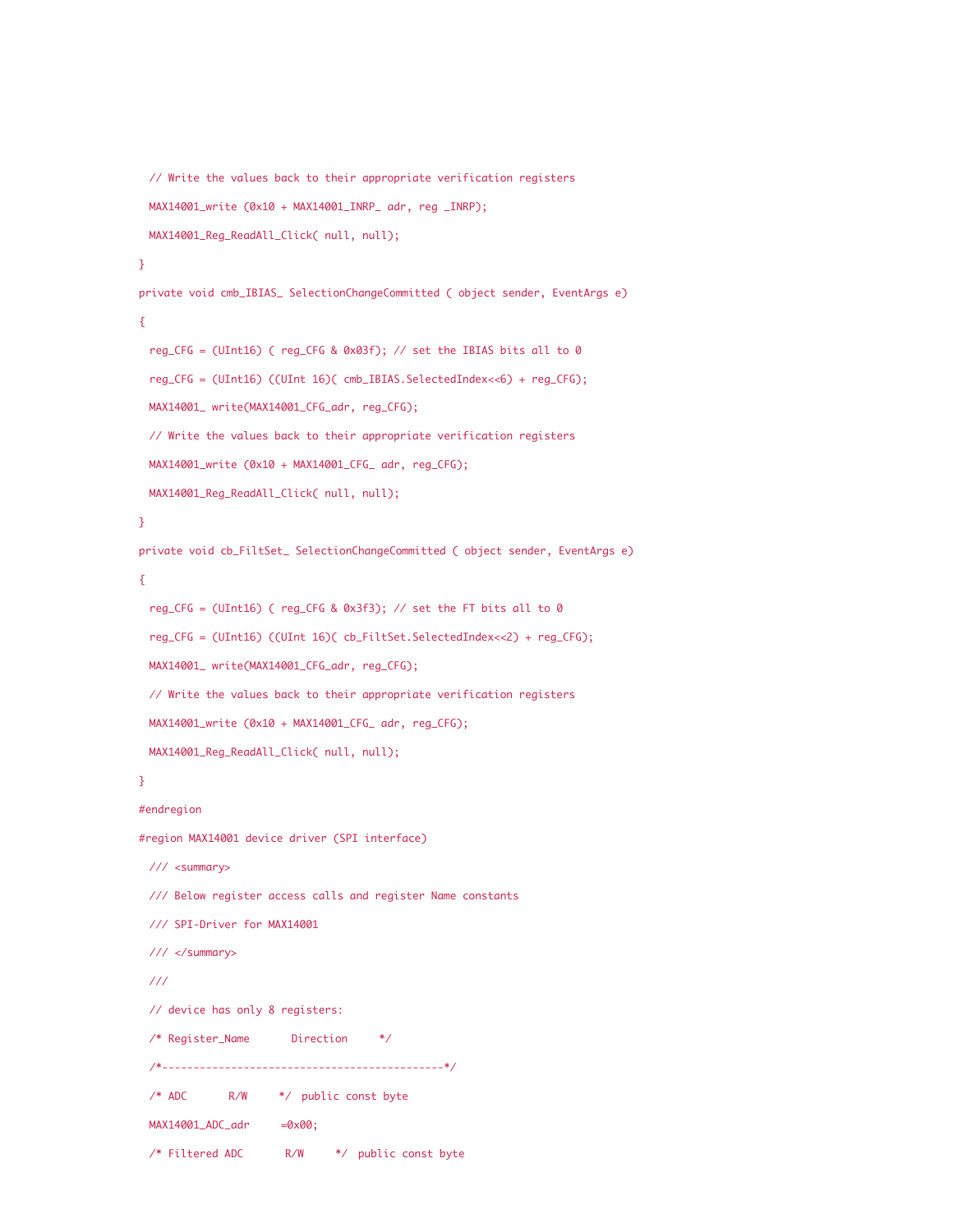```
  // Write the values back to their appropriate verification registers
  MAX14001_write (0x10 + MAX14001_INRP_ adr, reg _INRP);
  MAX14001_Reg_ReadAll_Click( null, null);
}
private void cmb_IBIAS_ SelectionChangeCommitted ( object sender, EventArgs e)
{
  reg_CFG = (UInt16) ( reg_CFG & 0x03f); // set the IBIAS bits all to 0
  reg_CFG = (UInt16) ((UInt 16)( cmb_IBIAS.SelectedIndex<<6) + reg_CFG);
  MAX14001_ write(MAX14001_CFG_adr, reg_CFG);
  // Write the values back to their appropriate verification registers
  MAX14001_write (0x10 + MAX14001_CFG_ adr, reg_CFG);
  MAX14001_Reg_ReadAll_Click( null, null);
}
private void cb_FiltSet_ SelectionChangeCommitted ( object sender, EventArgs e)
{
  reg_CFG = (UInt16) ( reg_CFG & 0x3f3); // set the FT bits all to 0
  reg_CFG = (UInt16) ((UInt 16)( cb_FiltSet.SelectedIndex<<2) + reg_CFG);
  MAX14001_ write(MAX14001_CFG_adr, reg_CFG);
  // Write the values back to their appropriate verification registers
  MAX14001_write (0x10 + MAX14001_CFG_ adr, reg_CFG);
  MAX14001_Reg_ReadAll_Click( null, null);
}
#endregion
#region MAX14001 device driver (SPI interface)
  /// <summary>
  /// Below register access calls and register Name constants
  /// SPI-Driver for MAX14001
  /// </summary>
  ///
  // device has only 8 registers:
  /* Register_Name       Direction     */
  /*---------------------------------------------*/
  /* ADC       R/W     */  public const byte
  MAX14001_ADC_adr     =0x00;
  /* Filtered ADC       R/W     */  public const byte
```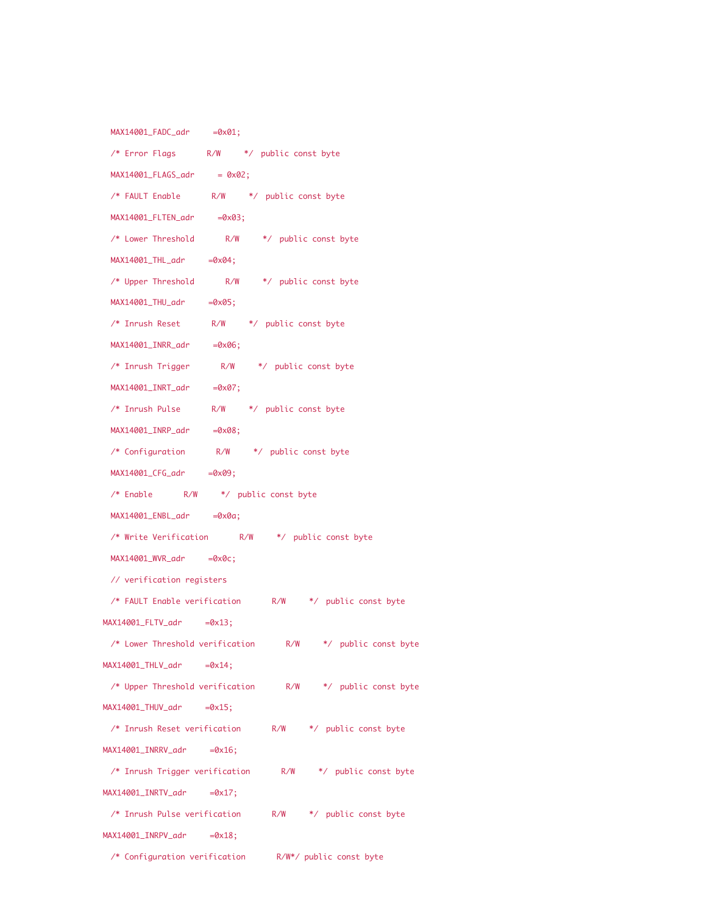```
  MAX14001_FADC_adr     =0x01;

  /* Error Flags       R/W     */  public const byte

  MAX14001_FLAGS_adr     = 0x02;

  /* FAULT Enable       R/W     */  public const byte

  MAX14001_FLTEN_adr     =0x03;

  /* Lower Threshold       R/W     */  public const byte

  MAX14001_THL_adr     =0x04;

  /* Upper Threshold       R/W     */  public const byte

  MAX14001_THU_adr     =0x05;

  /* Inrush Reset       R/W     */  public const byte

  MAX14001_INRR_adr     =0x06;

  /* Inrush Trigger       R/W     */  public const byte

  MAX14001_INRT_adr     =0x07;

  /* Inrush Pulse       R/W     */  public const byte

  MAX14001_INRP_adr     =0x08;

  /* Configuration       R/W     */  public const byte

  MAX14001_CFG_adr     =0x09;

  /* Enable       R/W     */  public const byte

  MAX14001_ENBL_adr     =0x0a;

  /* Write Verification       R/W     */  public const byte

  MAX14001_WVR_adr     =0x0c;

  // verification registers

  /* FAULT Enable verification       R/W     */  public const byte

MAX14001_FLTV_adr     =0x13;

  /* Lower Threshold verification       R/W     */  public const byte

MAX14001_THLV_adr     =0x14;

  /* Upper Threshold verification       R/W     */  public const byte

MAX14001_THUV_adr     =0x15;

  /* Inrush Reset verification       R/W     */  public const byte

MAX14001_INRRV_adr     =0x16;

  /* Inrush Trigger verification       R/W     */  public const byte

MAX14001_INRTV_adr     =0x17;

  /* Inrush Pulse verification       R/W     */  public const byte

MAX14001_INRPV_adr     =0x18;

  /* Configuration verification       R/W*/ public const byte
```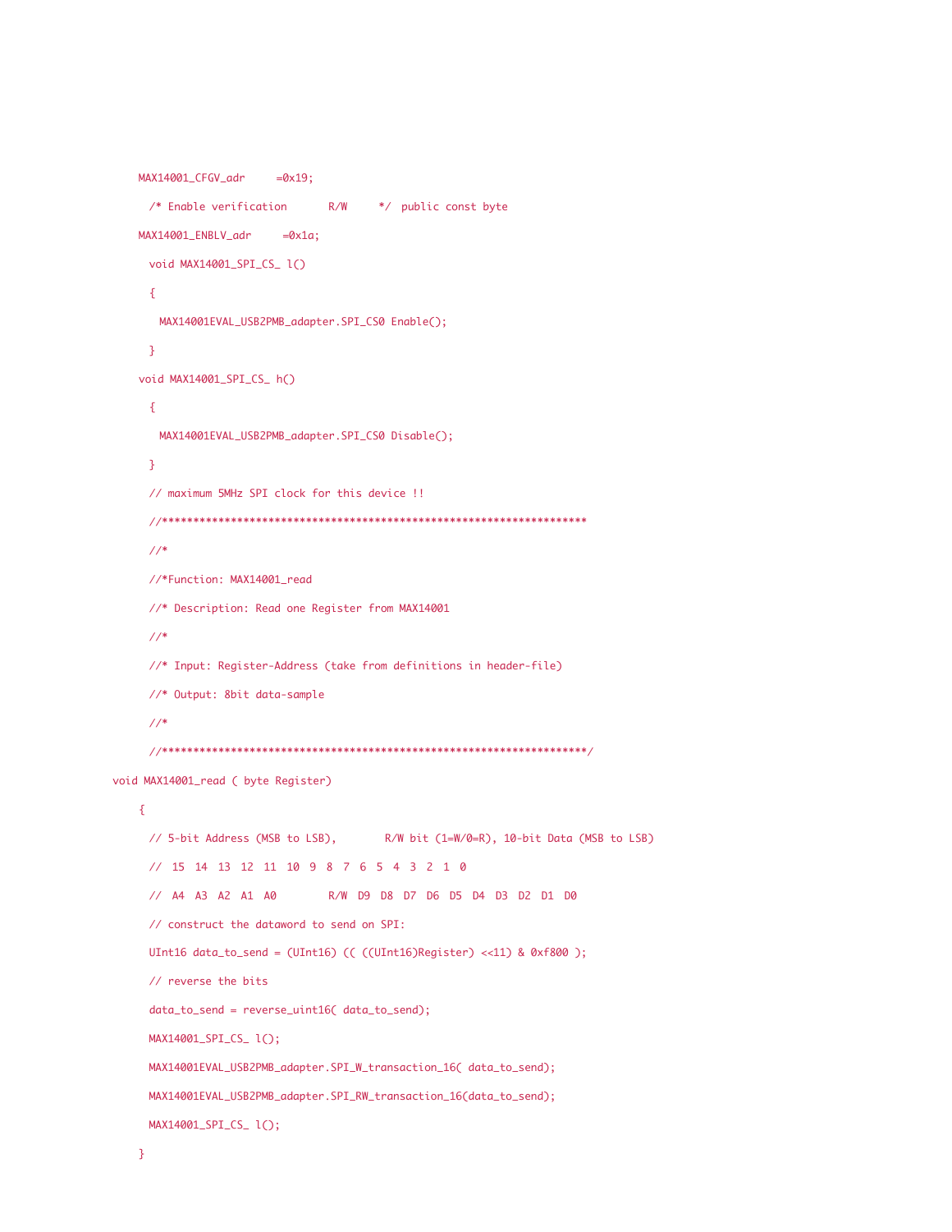```
    MAX14001_CFGV_adr     =0x19;

      /* Enable verification       R/W     */  public const byte

    MAX14001_ENBLV_adr     =0x1a;

      void MAX14001_SPI_CS_ l()

      {

        MAX14001EVAL_USB2PMB_adapter.SPI_CS0 Enable();

      }

    void MAX14001_SPI_CS_ h()

      {

        MAX14001EVAL_USB2PMB_adapter.SPI_CS0 Disable();

      }

      // maximum 5MHz SPI clock for this device !!

      //*********************************************************************

      //*

      //*Function: MAX14001_read

      //* Description: Read one Register from MAX14001

      //*

      //* Input: Register-Address (take from definitions in header-file)

      //* Output: 8bit data-sample

      //*

      //*********************************************************************/

void MAX14001_read ( byte Register)

    {

      // 5-bit Address (MSB to LSB),        R/W bit (1=W/0=R), 10-bit Data (MSB to LSB)

      //  15  14  13  12  11  10  9  8  7  6  5  4  3  2  1  0

      //  A4  A3  A2  A1  A0        R/W  D9  D8  D7  D6  D5  D4  D3  D2  D1  D0

      // construct the dataword to send on SPI:

      UInt16 data_to_send = (UInt16) (( ((UInt16)Register) <<11) & 0xf800 );

      // reverse the bits

      data_to_send = reverse_uint16( data_to_send);

      MAX14001_SPI_CS_ l();

      MAX14001EVAL_USB2PMB_adapter.SPI_W_transaction_16( data_to_send);

      MAX14001EVAL_USB2PMB_adapter.SPI_RW_transaction_16(data_to_send);

      MAX14001_SPI_CS_ l();

    }
```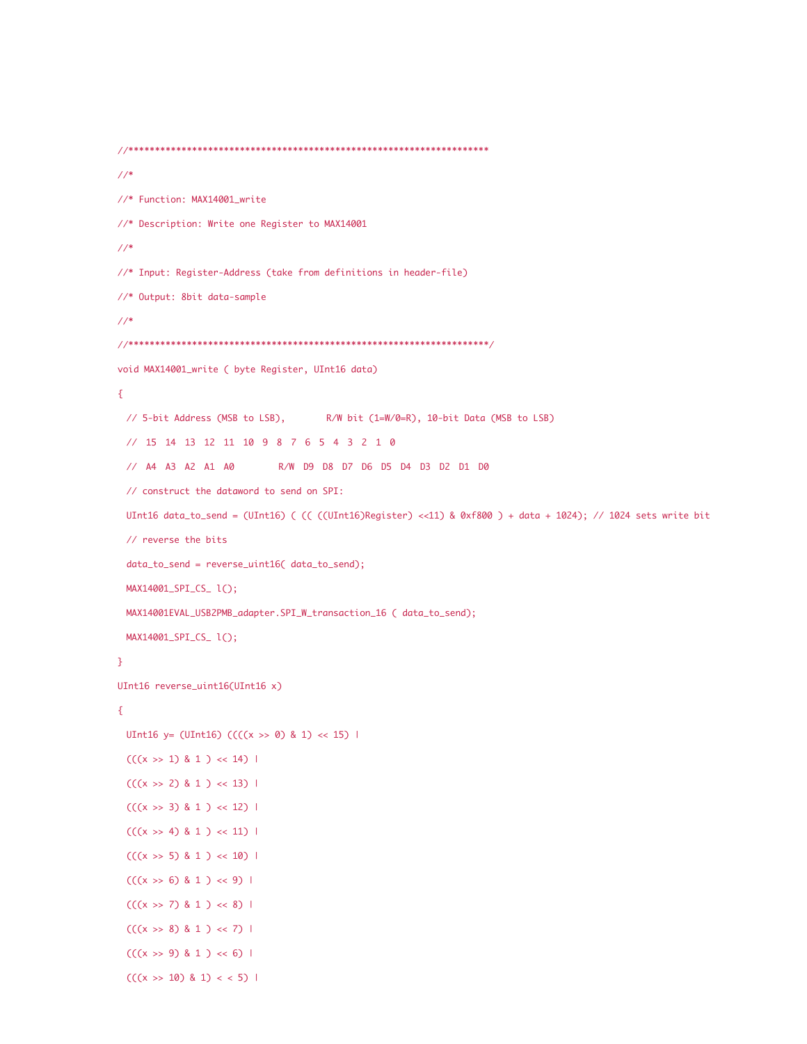```
//*******************************************************************
//*
//* Function: MAX14001_write
//* Description: Write one Register to MAX14001
//*
//* Input: Register-Address (take from definitions in header-file)
//* Output: 8bit data-sample
//*
//*******************************************************************/
void MAX14001_write ( byte Register, UInt16 data)
{
  // 5-bit Address (MSB to LSB),       R/W bit (1=W/0=R), 10-bit Data (MSB to LSB)
  //  15  14  13  12  11  10  9  8  7  6  5  4  3  2  1  0
  //  A4  A3  A2  A1  A0        R/W  D9  D8  D7  D6  D5  D4  D3  D2  D1  D0
  // construct the dataword to send on SPI:
  UInt16 data_to_send = (UInt16) ( (( ((UInt16)Register) <<11) & 0xf800 ) + data + 1024); // 1024 sets write bit
  // reverse the bits
  data_to_send = reverse_uint16( data_to_send);
  MAX14001_SPI_CS_ l();
  MAX14001EVAL_USB2PMB_adapter.SPI_W_transaction_16 ( data_to_send);
  MAX14001_SPI_CS_ l();
}
UInt16 reverse_uint16(UInt16 x)
{
  UInt16 y= (UInt16) ((((x >> 0) & 1) << 15) |
  (((x >> 1) & 1 ) << 14) |
  (((x >> 2) & 1 ) << 13) |
  (((x >> 3) & 1 ) << 12) |
  (((x >> 4) & 1 ) << 11) |
  (((x >> 5) & 1 ) << 10) |
  (((x >> 6) & 1 ) << 9) |
  (((x >> 7) & 1 ) << 8) |
  (((x >> 8) & 1 ) << 7) |
  (((x >> 9) & 1 ) << 6) |
  (((x >> 10) & 1) < < 5) |
```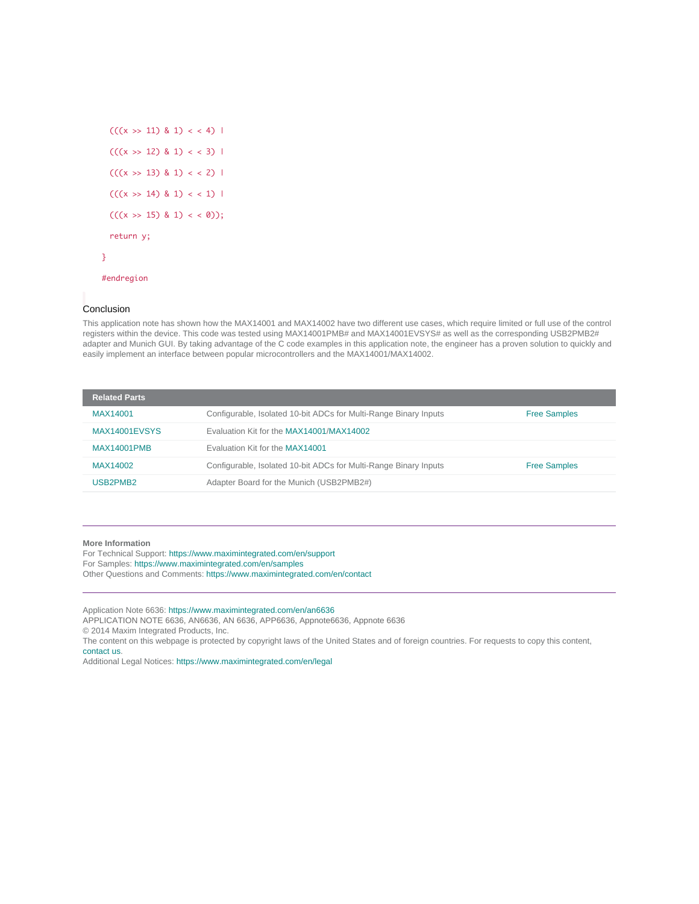```
    (((x >> 11) & 1) < < 4) |
    (((x >> 12) & 1) < < 3) |
    (((x >> 13) & 1) < < 2) |
    (((x >> 14) & 1) < < 1) |
    (((x >> 15) & 1) < < 0));
    return y;
  }
  #endregion
```

## Conclusion

This application note has shown how the MAX14001 and MAX14002 have two different use cases, which require limited or full use of the control registers within the device. This code was tested using MAX14001PMB# and MAX14001EVSYS# as well as the corresponding USB2PMB2# adapter and Munich GUI. By taking advantage of the C code examples in this application note, the engineer has a proven solution to quickly and easily implement an interface between popular microcontrollers and the MAX14001/MAX14002.

| Related Parts | | |
|---|---|---|
| MAX14001 | Configurable, Isolated 10-bit ADCs for Multi-Range Binary Inputs | Free Samples |
| MAX14001EVSYS | Evaluation Kit for the MAX14001/MAX14002 | |
| MAX14001PMB | Evaluation Kit for the MAX14001 | |
| MAX14002 | Configurable, Isolated 10-bit ADCs for Multi-Range Binary Inputs | Free Samples |
| USB2PMB2 | Adapter Board for the Munich (USB2PMB2#) | |

**More Information**
For Technical Support: https://www.maximintegrated.com/en/support
For Samples: https://www.maximintegrated.com/en/samples
Other Questions and Comments: https://www.maximintegrated.com/en/contact

Application Note 6636: https://www.maximintegrated.com/en/an6636
APPLICATION NOTE 6636, AN6636, AN 6636, APP6636, Appnote6636, Appnote 6636
© 2014 Maxim Integrated Products, Inc.
The content on this webpage is protected by copyright laws of the United States and of foreign countries. For requests to copy this content, contact us.
Additional Legal Notices: https://www.maximintegrated.com/en/legal